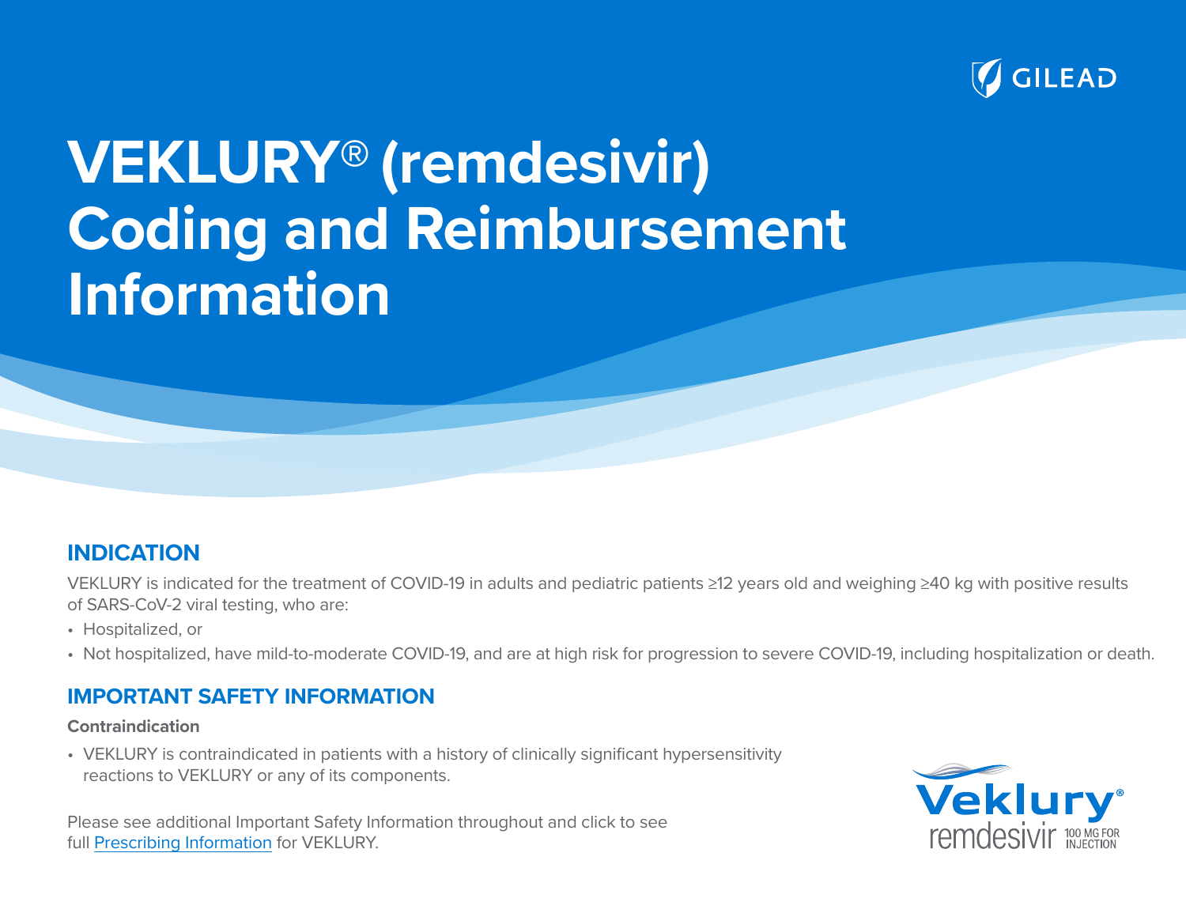GILEAD

# VEKLURY® (remdesivir) Coding and Reimbursement Information

## INDICATION

VEKLURY is indicated for the treatment of COVID-19 in adults and pediatric patients ≥12 years old and weighing ≥40 kg with positive results of SARS-CoV-2 viral testing, who are:

- Hospitalized, or
- Not hospitalized, have mild-to-moderate COVID-19, and are at high risk for progression to severe COVID-19, including hospitalization or death.

## IMPORTANT SAFETY INFORMATION

**Contraindication**

- VEKLURY is contraindicated in patients with a history of clinically significant hypersensitivity reactions to VEKLURY or any of its components.

Please see additional Important Safety Information throughout and click to see full Prescribing Information for VEKLURY.

Veklury® remdesivir 100 MG FOR INJECTION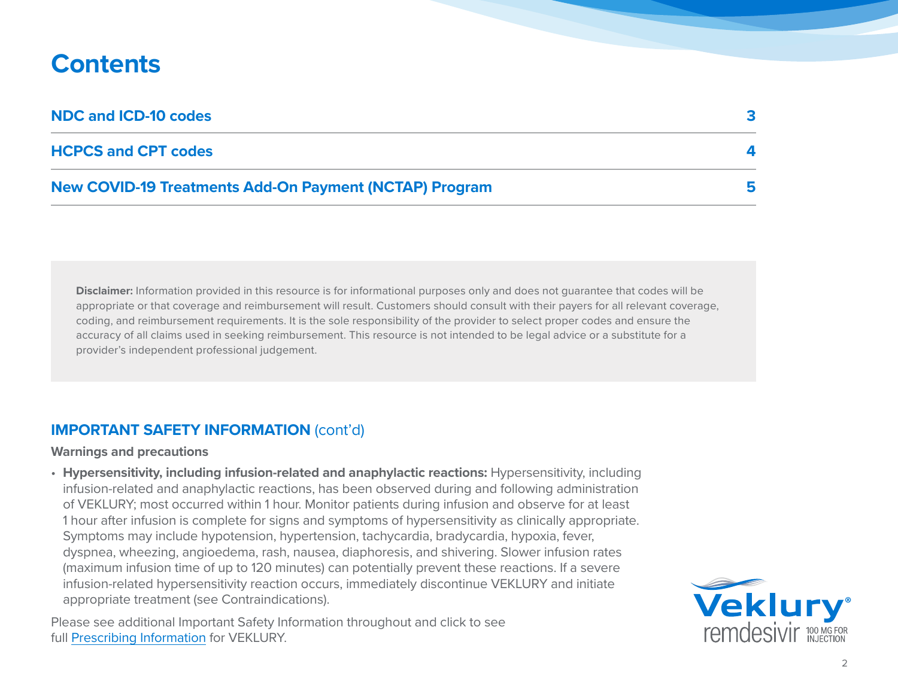# Contents

| | |
|---|---|
| NDC and ICD-10 codes | 3 |
| HCPCS and CPT codes | 4 |
| New COVID-19 Treatments Add-On Payment (NCTAP) Program | 5 |

**Disclaimer:** Information provided in this resource is for informational purposes only and does not guarantee that codes will be appropriate or that coverage and reimbursement will result. Customers should consult with their payers for all relevant coverage, coding, and reimbursement requirements. It is the sole responsibility of the provider to select proper codes and ensure the accuracy of all claims used in seeking reimbursement. This resource is not intended to be legal advice or a substitute for a provider's independent professional judgement.

## IMPORTANT SAFETY INFORMATION (cont'd)

**Warnings and precautions**

- **Hypersensitivity, including infusion-related and anaphylactic reactions:** Hypersensitivity, including infusion-related and anaphylactic reactions, has been observed during and following administration of VEKLURY; most occurred within 1 hour. Monitor patients during infusion and observe for at least 1 hour after infusion is complete for signs and symptoms of hypersensitivity as clinically appropriate. Symptoms may include hypotension, hypertension, tachycardia, bradycardia, hypoxia, fever, dyspnea, wheezing, angioedema, rash, nausea, diaphoresis, and shivering. Slower infusion rates (maximum infusion time of up to 120 minutes) can potentially prevent these reactions. If a severe infusion-related hypersensitivity reaction occurs, immediately discontinue VEKLURY and initiate appropriate treatment (see Contraindications).

Please see additional Important Safety Information throughout and click to see full Prescribing Information for VEKLURY.

Veklury® remdesivir 100 MG FOR INJECTION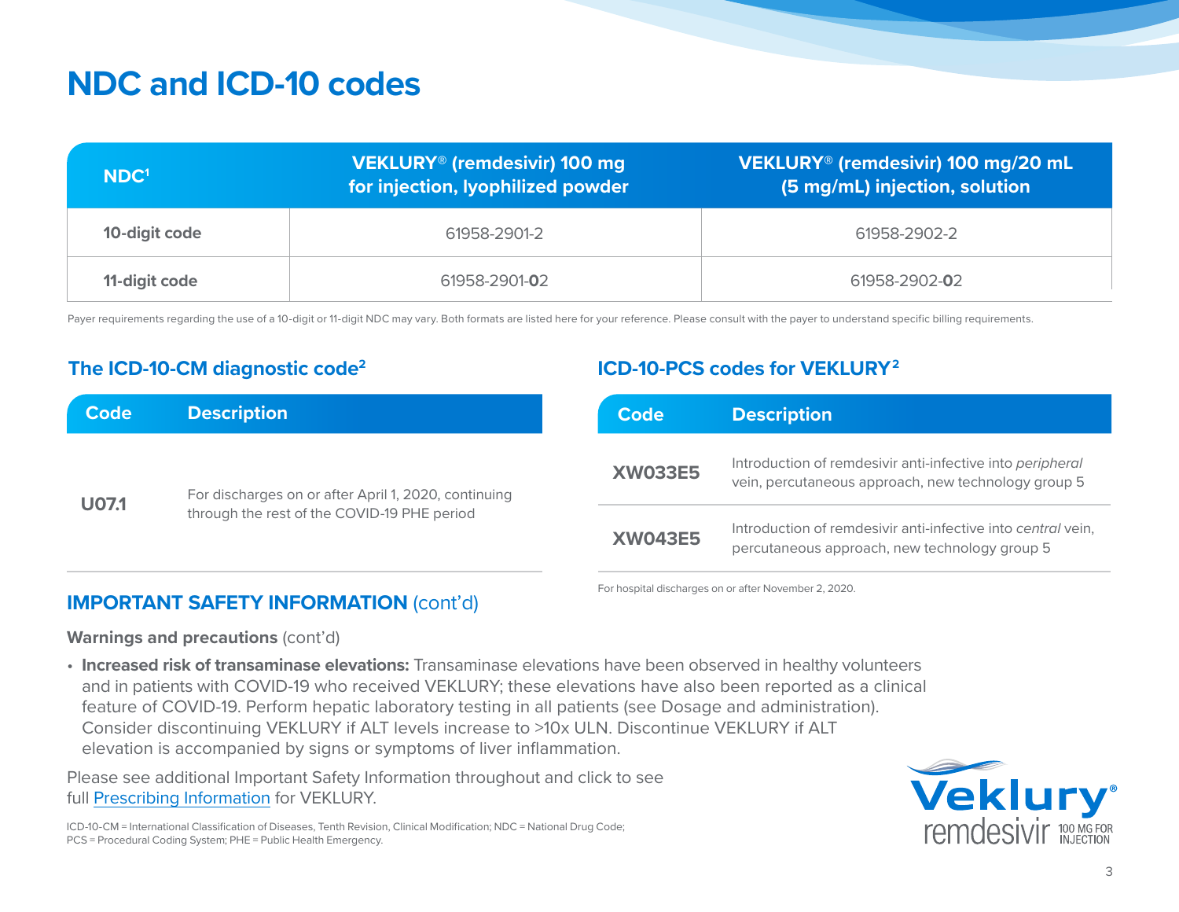# NDC and ICD-10 codes

| NDC[1] | VEKLURY® (remdesivir) 100 mg for injection, lyophilized powder | VEKLURY® (remdesivir) 100 mg/20 mL (5 mg/mL) injection, solution |
|---|---|---|
| **10-digit code** | 61958-2901-2 | 61958-2902-2 |
| **11-digit code** | 61958-2901-**0**2 | 61958-2902-**0**2 |

Payer requirements regarding the use of a 10-digit or 11-digit NDC may vary. Both formats are listed here for your reference. Please consult with the payer to understand specific billing requirements.

## The ICD-10-CM diagnostic code[2]

| Code | Description |
|---|---|
| **U07.1** | For discharges on or after April 1, 2020, continuing through the rest of the COVID-19 PHE period |

## ICD-10-PCS codes for VEKLURY[2]

| Code | Description |
|---|---|
| **XW033E5** | Introduction of remdesivir anti-infective into *peripheral* vein, percutaneous approach, new technology group 5 |
| **XW043E5** | Introduction of remdesivir anti-infective into *central* vein, percutaneous approach, new technology group 5 |

For hospital discharges on or after November 2, 2020.

## IMPORTANT SAFETY INFORMATION (cont'd)

**Warnings and precautions** (cont'd)

- **Increased risk of transaminase elevations:** Transaminase elevations have been observed in healthy volunteers and in patients with COVID-19 who received VEKLURY; these elevations have also been reported as a clinical feature of COVID-19. Perform hepatic laboratory testing in all patients (see Dosage and administration). Consider discontinuing VEKLURY if ALT levels increase to >10x ULN. Discontinue VEKLURY if ALT elevation is accompanied by signs or symptoms of liver inflammation.

Please see additional Important Safety Information throughout and click to see full Prescribing Information for VEKLURY.

ICD-10-CM = International Classification of Diseases, Tenth Revision, Clinical Modification; NDC = National Drug Code; PCS = Procedural Coding System; PHE = Public Health Emergency.

Veklury® remdesivir 100 MG FOR INJECTION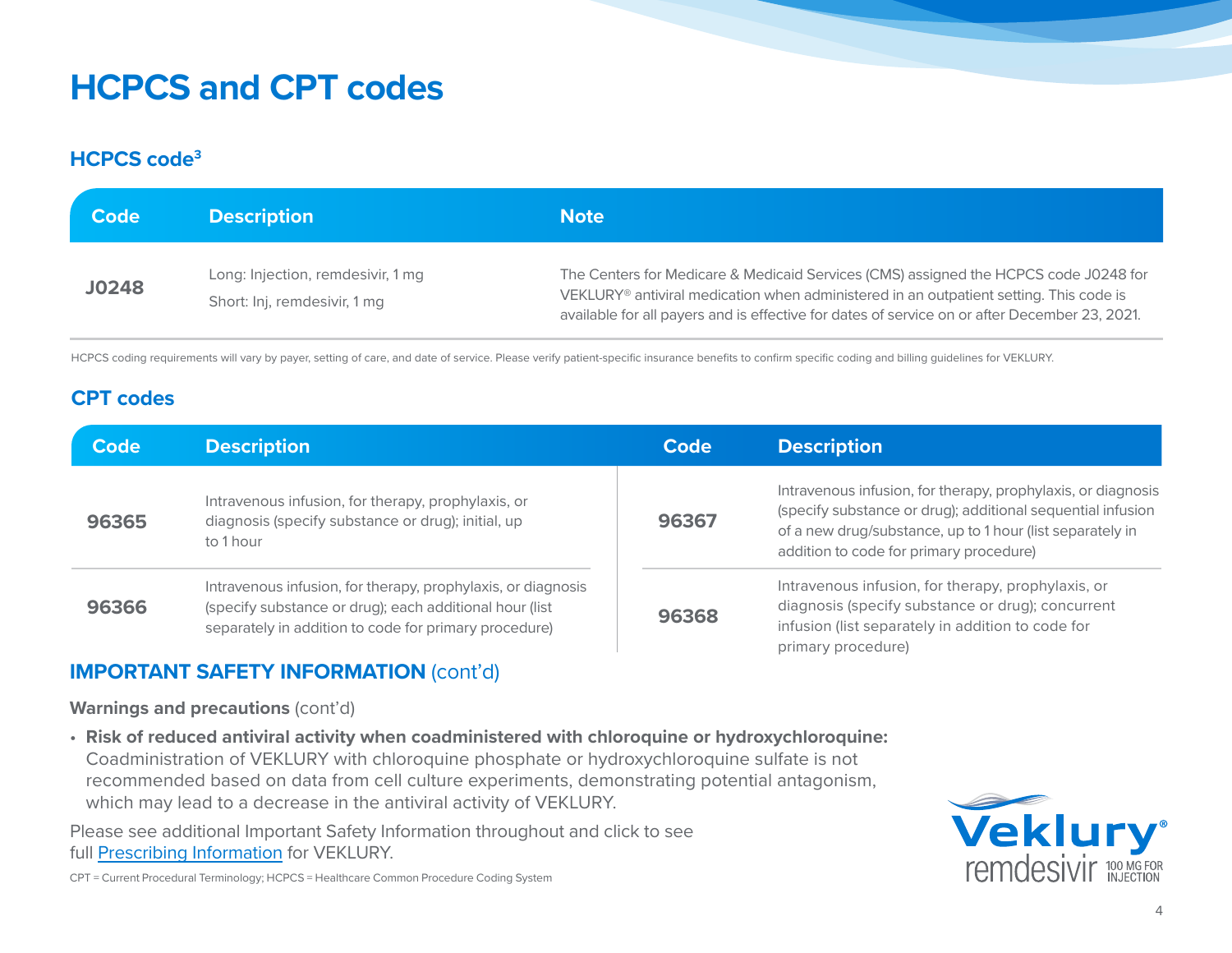# HCPCS and CPT codes

## HCPCS code[3]

| Code | Description | Note |
| --- | --- | --- |
| **J0248** | Long: Injection, remdesivir, 1 mg<br>Short: Inj, remdesivir, 1 mg | The Centers for Medicare & Medicaid Services (CMS) assigned the HCPCS code J0248 for VEKLURY® antiviral medication when administered in an outpatient setting. This code is available for all payers and is effective for dates of service on or after December 23, 2021. |

HCPCS coding requirements will vary by payer, setting of care, and date of service. Please verify patient-specific insurance benefits to confirm specific coding and billing guidelines for VEKLURY.

## CPT codes

| Code | Description |
| --- | --- |
| **96365** | Intravenous infusion, for therapy, prophylaxis, or diagnosis (specify substance or drug); initial, up to 1 hour |
| **96366** | Intravenous infusion, for therapy, prophylaxis, or diagnosis (specify substance or drug); each additional hour (list separately in addition to code for primary procedure) |
| **96367** | Intravenous infusion, for therapy, prophylaxis, or diagnosis (specify substance or drug); additional sequential infusion of a new drug/substance, up to 1 hour (list separately in addition to code for primary procedure) |
| **96368** | Intravenous infusion, for therapy, prophylaxis, or diagnosis (specify substance or drug); concurrent infusion (list separately in addition to code for primary procedure) |

## IMPORTANT SAFETY INFORMATION (cont'd)

**Warnings and precautions** (cont'd)

- **Risk of reduced antiviral activity when coadministered with chloroquine or hydroxychloroquine:** Coadministration of VEKLURY with chloroquine phosphate or hydroxychloroquine sulfate is not recommended based on data from cell culture experiments, demonstrating potential antagonism, which may lead to a decrease in the antiviral activity of VEKLURY.

Please see additional Important Safety Information throughout and click to see full Prescribing Information for VEKLURY.

CPT = Current Procedural Terminology; HCPCS = Healthcare Common Procedure Coding System

Veklury® remdesivir 100 MG FOR INJECTION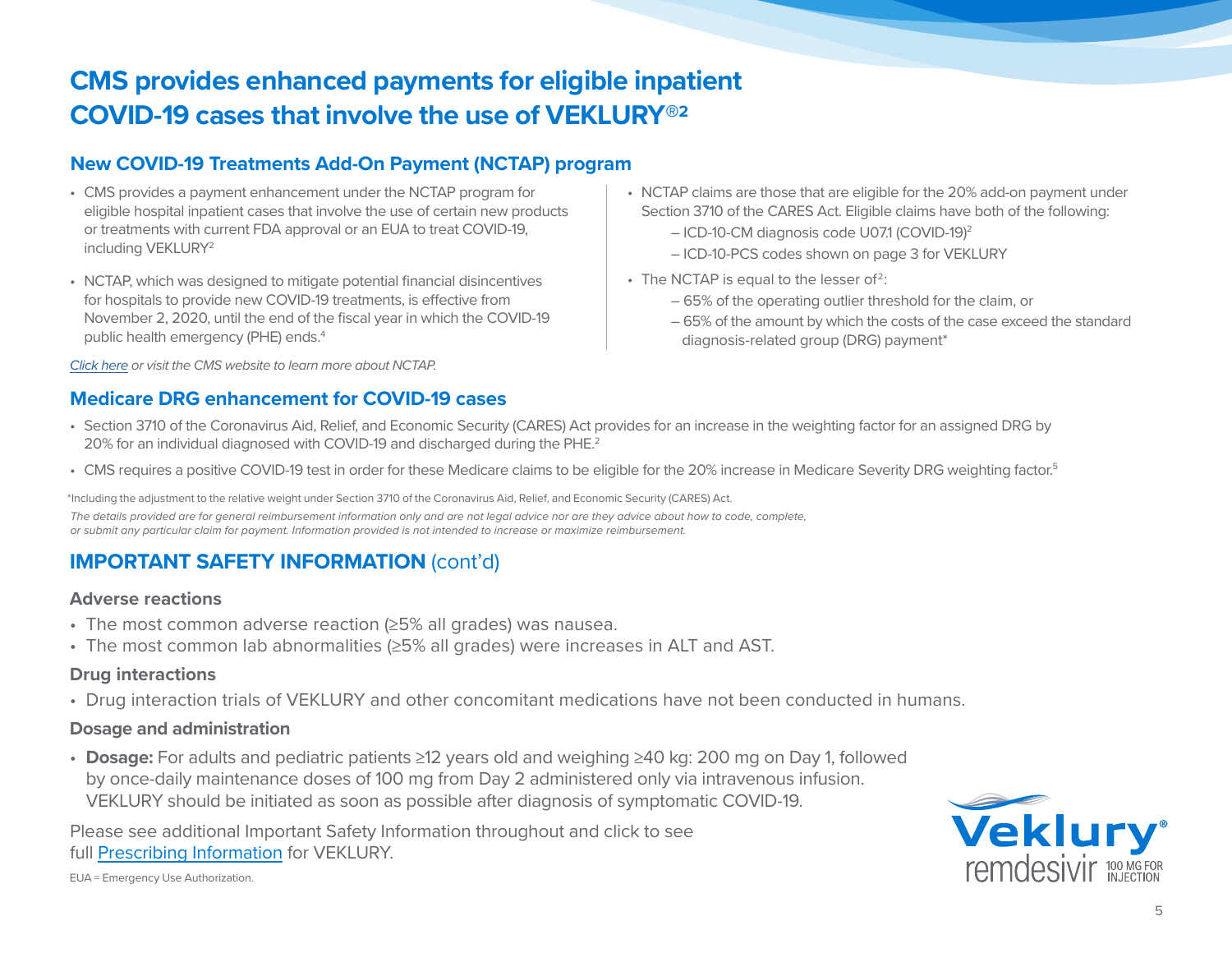# CMS provides enhanced payments for eligible inpatient COVID-19 cases that involve the use of VEKLURY®[2]

## New COVID-19 Treatments Add-On Payment (NCTAP) program

- CMS provides a payment enhancement under the NCTAP program for eligible hospital inpatient cases that involve the use of certain new products or treatments with current FDA approval or an EUA to treat COVID-19, including VEKLURY[2]
- NCTAP, which was designed to mitigate potential financial disincentives for hospitals to provide new COVID-19 treatments, is effective from November 2, 2020, until the end of the fiscal year in which the COVID-19 public health emergency (PHE) ends.[4]

*Click here or visit the CMS website to learn more about NCTAP.*

- NCTAP claims are those that are eligible for the 20% add-on payment under Section 3710 of the CARES Act. Eligible claims have both of the following:
  - ICD-10-CM diagnosis code U07.1 (COVID-19)[2]
  - ICD-10-PCS codes shown on page 3 for VEKLURY
- The NCTAP is equal to the lesser of[2]:
  - 65% of the operating outlier threshold for the claim, or
  - 65% of the amount by which the costs of the case exceed the standard diagnosis-related group (DRG) payment*

## Medicare DRG enhancement for COVID-19 cases

- Section 3710 of the Coronavirus Aid, Relief, and Economic Security (CARES) Act provides for an increase in the weighting factor for an assigned DRG by 20% for an individual diagnosed with COVID-19 and discharged during the PHE.[2]
- CMS requires a positive COVID-19 test in order for these Medicare claims to be eligible for the 20% increase in Medicare Severity DRG weighting factor.[5]

*Including the adjustment to the relative weight under Section 3710 of the Coronavirus Aid, Relief, and Economic Security (CARES) Act.

*The details provided are for general reimbursement information only and are not legal advice nor are they advice about how to code, complete, or submit any particular claim for payment. Information provided is not intended to increase or maximize reimbursement.*

## IMPORTANT SAFETY INFORMATION (cont'd)

### Adverse reactions

- The most common adverse reaction (≥5% all grades) was nausea.
- The most common lab abnormalities (≥5% all grades) were increases in ALT and AST.

### Drug interactions

- Drug interaction trials of VEKLURY and other concomitant medications have not been conducted in humans.

### Dosage and administration

- **Dosage:** For adults and pediatric patients ≥12 years old and weighing ≥40 kg: 200 mg on Day 1, followed by once-daily maintenance doses of 100 mg from Day 2 administered only via intravenous infusion. VEKLURY should be initiated as soon as possible after diagnosis of symptomatic COVID-19.

Please see additional Important Safety Information throughout and click to see full Prescribing Information for VEKLURY.

EUA = Emergency Use Authorization.

Veklury® remdesivir 100 MG FOR INJECTION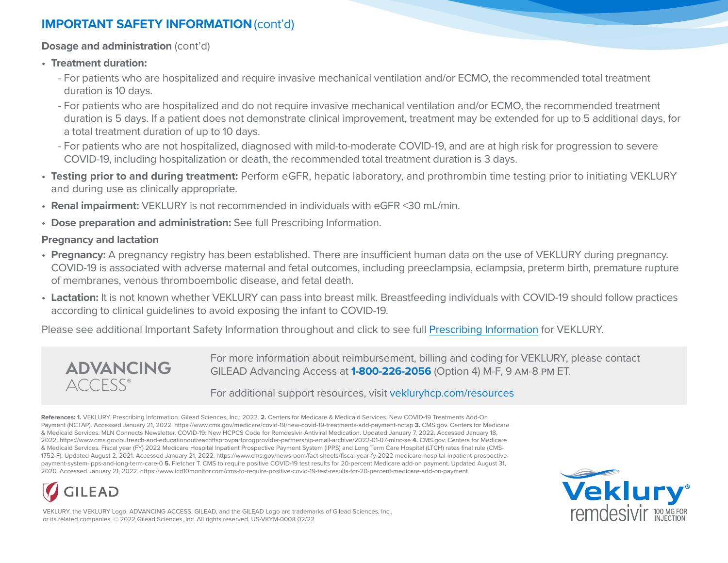## IMPORTANT SAFETY INFORMATION (cont'd)

**Dosage and administration** (cont'd)

- **Treatment duration:**
  - For patients who are hospitalized and require invasive mechanical ventilation and/or ECMO, the recommended total treatment duration is 10 days.
  - For patients who are hospitalized and do not require invasive mechanical ventilation and/or ECMO, the recommended treatment duration is 5 days. If a patient does not demonstrate clinical improvement, treatment may be extended for up to 5 additional days, for a total treatment duration of up to 10 days.
  - For patients who are not hospitalized, diagnosed with mild-to-moderate COVID-19, and are at high risk for progression to severe COVID-19, including hospitalization or death, the recommended total treatment duration is 3 days.
- **Testing prior to and during treatment:** Perform eGFR, hepatic laboratory, and prothrombin time testing prior to initiating VEKLURY and during use as clinically appropriate.
- **Renal impairment:** VEKLURY is not recommended in individuals with eGFR <30 mL/min.
- **Dose preparation and administration:** See full Prescribing Information.

**Pregnancy and lactation**

- **Pregnancy:** A pregnancy registry has been established. There are insufficient human data on the use of VEKLURY during pregnancy. COVID-19 is associated with adverse maternal and fetal outcomes, including preeclampsia, eclampsia, preterm birth, premature rupture of membranes, venous thromboembolic disease, and fetal death.
- **Lactation:** It is not known whether VEKLURY can pass into breast milk. Breastfeeding individuals with COVID-19 should follow practices according to clinical guidelines to avoid exposing the infant to COVID-19.

Please see additional Important Safety Information throughout and click to see full Prescribing Information for VEKLURY.

ADVANCING ACCESS®

For more information about reimbursement, billing and coding for VEKLURY, please contact GILEAD Advancing Access at **1-800-226-2056** (Option 4) M-F, 9 AM-8 PM ET.

For additional support resources, visit vekluryhcp.com/resources

**References: 1.** VEKLURY. Prescribing Information. Gilead Sciences, Inc.; 2022. **2.** Centers for Medicare & Medicaid Services. New COVID-19 Treatments Add-On Payment (NCTAP). Accessed January 21, 2022. https://www.cms.gov/medicare/covid-19/new-covid-19-treatments-add-payment-nctap **3.** CMS.gov. Centers for Medicare & Medicaid Services. MLN Connects Newsletter. COVID-19: New HCPCS Code for Remdesivir Antiviral Medication. Updated January 7, 2022. Accessed January 18, 2022. https://www.cms.gov/outreach-and-educationoutreachffsprovpartprogprovider-partnership-email-archive/2022-01-07-mlnc-se **4.** CMS.gov. Centers for Medicare & Medicaid Services. Fiscal year (FY) 2022 Medicare Hospital Inpatient Prospective Payment System (IPPS) and Long Term Care Hospital (LTCH) rates final rule (CMS-1752-F). Updated August 2, 2021. Accessed January 21, 2022. https://www.cms.gov/newsroom/fact-sheets/fiscal-year-fy-2022-medicare-hospital-inpatient-prospective-payment-system-ipps-and-long-term-care-0 **5.** Fletcher T. CMS to require positive COVID-19 test results for 20-percent Medicare add-on payment. Updated August 31, 2020. Accessed January 21, 2022. https://www.icd10monitor.com/cms-to-require-positive-covid-19-test-results-for-20-percent-medicare-add-on-payment

GILEAD

VEKLURY, the VEKLURY Logo, ADVANCING ACCESS, GILEAD, and the GILEAD Logo are trademarks of Gilead Sciences, Inc., or its related companies. © 2022 Gilead Sciences, Inc. All rights reserved. US-VKYM-0008 02/22

Veklury® remdesivir 100 MG FOR INJECTION